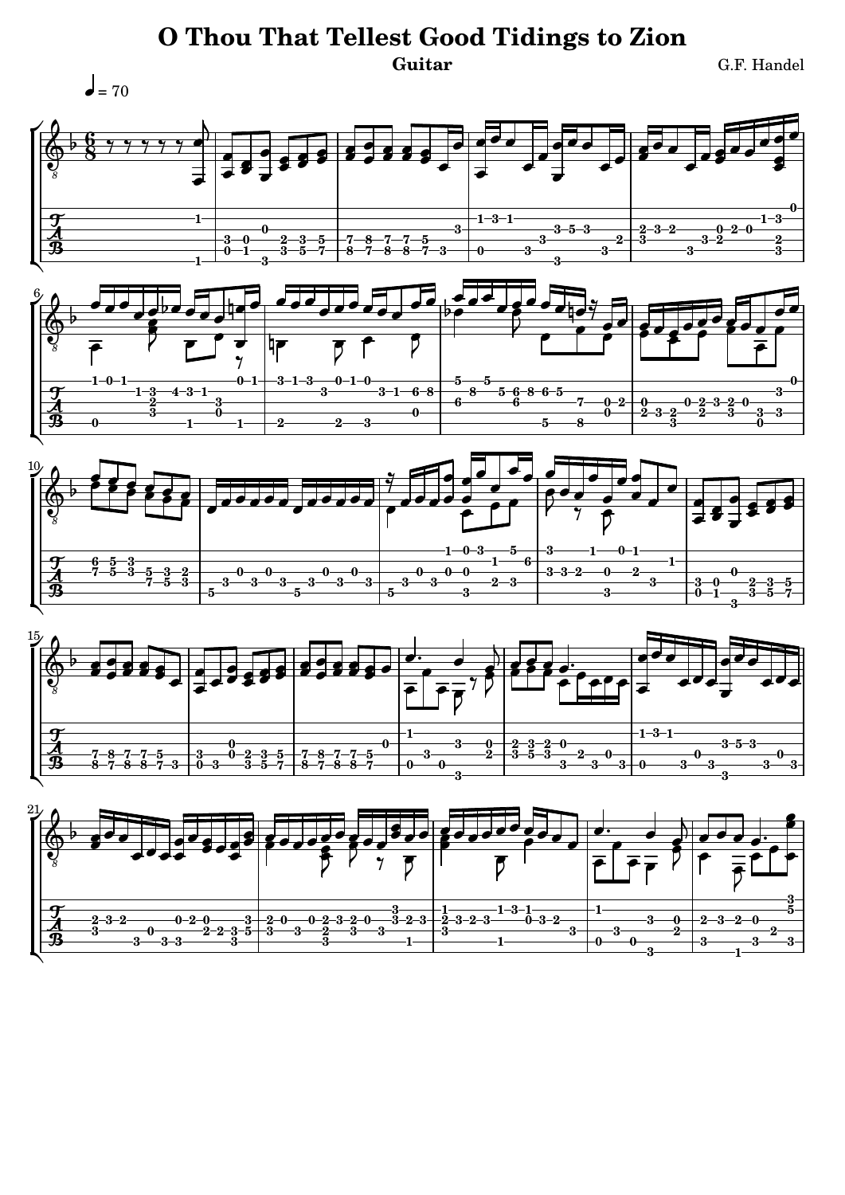# O Thou That Tellest Good Tidings to Zion

**Guitar**

G.F. Handel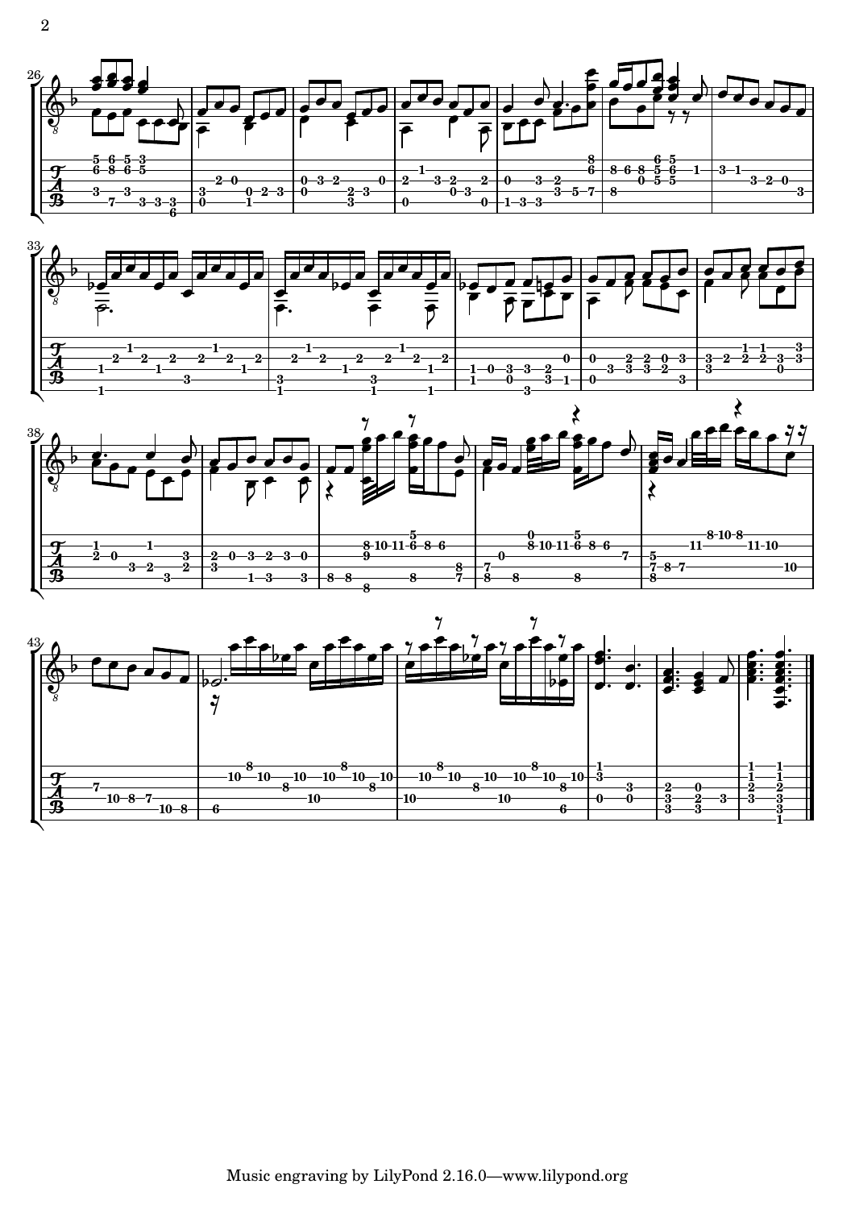Music engraving by LilyPond 2.16.0—www.lilypond.org